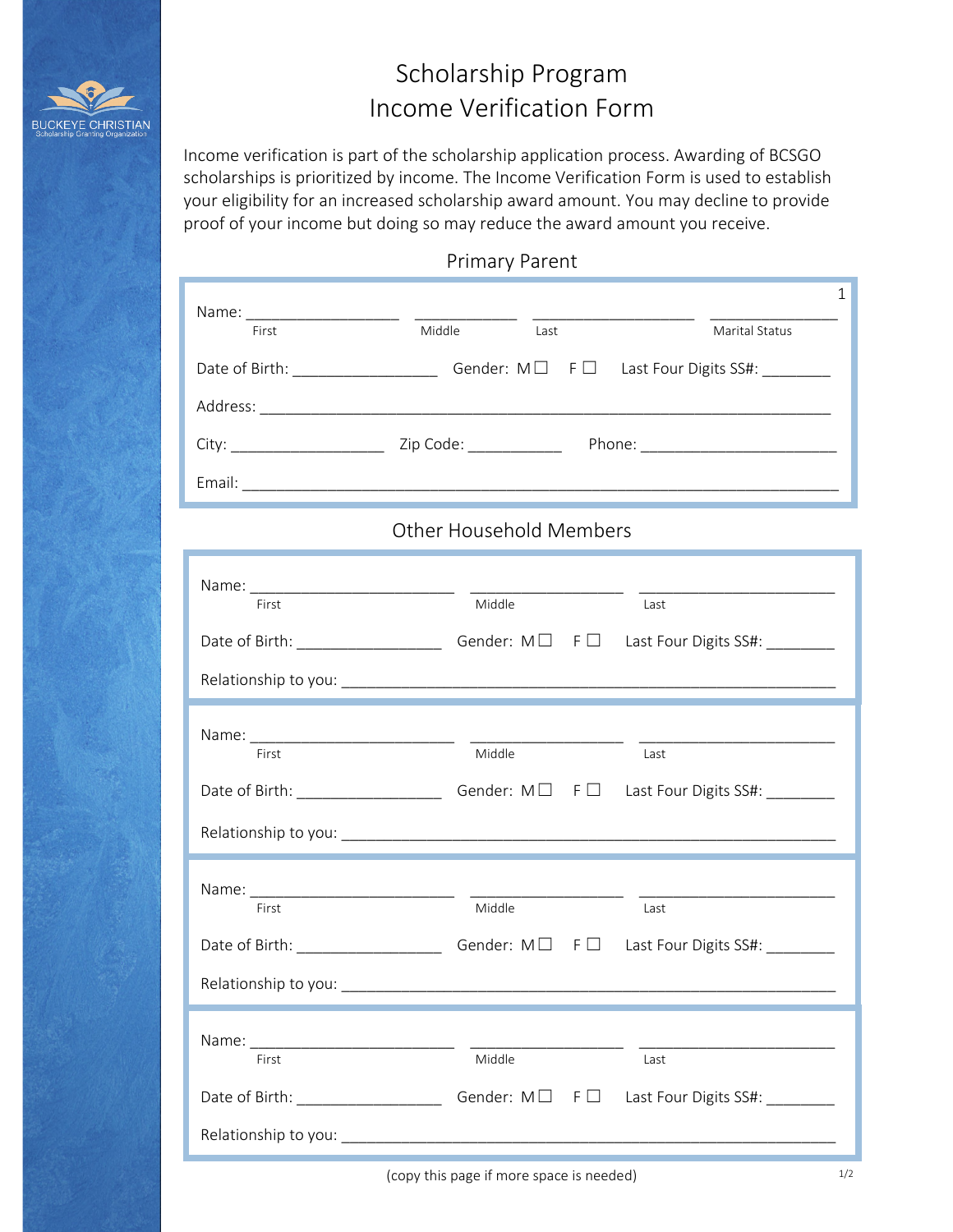BUCKEYE CHRISTIAN
Scholarship Granting Organization

# Scholarship Program
# Income Verification Form

Income verification is part of the scholarship application process. Awarding of BCSGO scholarships is prioritized by income. The Income Verification Form is used to establish your eligibility for an increased scholarship award amount. You may decline to provide proof of your income but doing so may reduce the award amount you receive.

## Primary Parent

1

Name: ________________ ____________ ________________ ______________
First Middle Last Marital Status

Date of Birth: ________________ Gender: M☐ F☐ Last Four Digits SS#: ________

Address: ______________________________________________________________

City: ________________ Zip Code: ___________ Phone: ______________________

Email: ________________________________________________________________

## Other Household Members

Name: ______________________ ________________ ______________________
First Middle Last

Date of Birth: ________________ Gender: M☐ F☐ Last Four Digits SS#: ________

Relationship to you: ____________________________________________________

Name: ______________________ ________________ ______________________
First Middle Last

Date of Birth: ________________ Gender: M☐ F☐ Last Four Digits SS#: ________

Relationship to you: ____________________________________________________

Name: ______________________ ________________ ______________________
First Middle Last

Date of Birth: ________________ Gender: M☐ F☐ Last Four Digits SS#: ________

Relationship to you: ____________________________________________________

Name: ______________________ ________________ ______________________
First Middle Last

Date of Birth: ________________ Gender: M☐ F☐ Last Four Digits SS#: ________

Relationship to you: ____________________________________________________

(copy this page if more space is needed)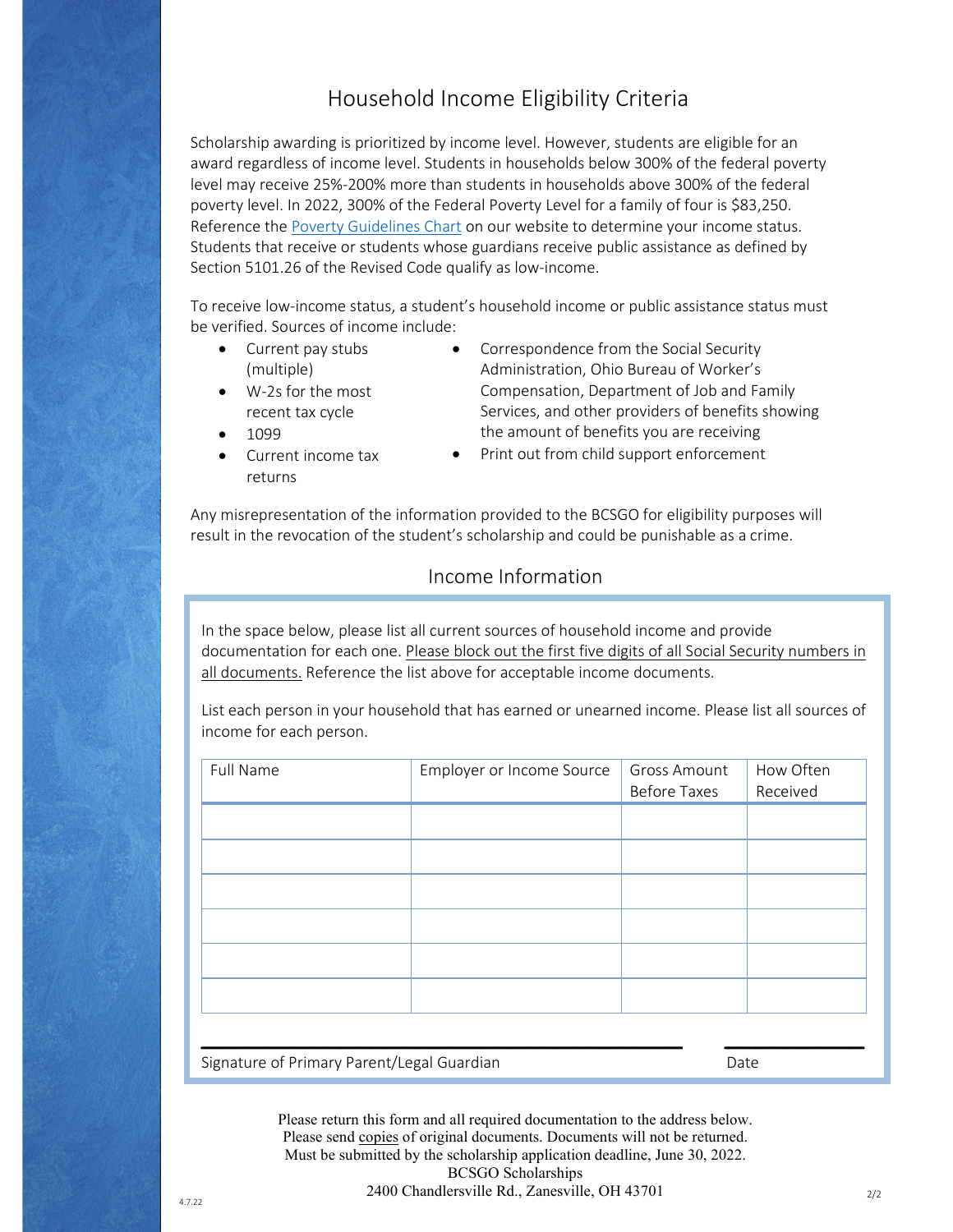# Household Income Eligibility Criteria

Scholarship awarding is prioritized by income level. However, students are eligible for an award regardless of income level. Students in households below 300% of the federal poverty level may receive 25%-200% more than students in households above 300% of the federal poverty level. In 2022, 300% of the Federal Poverty Level for a family of four is $83,250. Reference the Poverty Guidelines Chart on our website to determine your income status. Students that receive or students whose guardians receive public assistance as defined by Section 5101.26 of the Revised Code qualify as low-income.

To receive low-income status, a student's household income or public assistance status must be verified. Sources of income include:

- Current pay stubs (multiple)
- W-2s for the most recent tax cycle
- 1099
- Current income tax returns
- Correspondence from the Social Security Administration, Ohio Bureau of Worker's Compensation, Department of Job and Family Services, and other providers of benefits showing the amount of benefits you are receiving
- Print out from child support enforcement

Any misrepresentation of the information provided to the BCSGO for eligibility purposes will result in the revocation of the student's scholarship and could be punishable as a crime.

## Income Information

In the space below, please list all current sources of household income and provide documentation for each one. Please block out the first five digits of all Social Security numbers in all documents. Reference the list above for acceptable income documents.

List each person in your household that has earned or unearned income. Please list all sources of income for each person.

| Full Name | Employer or Income Source | Gross Amount Before Taxes | How Often Received |
|---|---|---|---|
| | | | |
| | | | |
| | | | |
| | | | |
| | | | |
| | | | |

Signature of Primary Parent/Legal Guardian ____________________ Date __________

Please return this form and all required documentation to the address below.
Please send copies of original documents. Documents will not be returned.
Must be submitted by the scholarship application deadline, June 30, 2022.
BCSGO Scholarships
2400 Chandlersville Rd., Zanesville, OH 43701

4.7.22